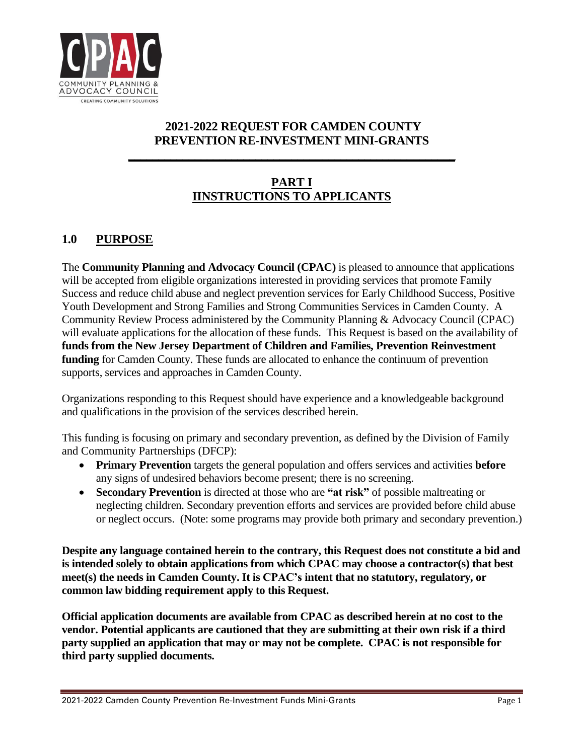# 2021-2022 REQUEST FOR CAMDEN COUNTY PREVENTION RE-INVESTMENT MINI-GRANTS

## PART I
## IINSTRUCTIONS TO APPLICANTS

### 1.0 PURPOSE

The **Community Planning and Advocacy Council (CPAC)** is pleased to announce that applications will be accepted from eligible organizations interested in providing services that promote Family Success and reduce child abuse and neglect prevention services for Early Childhood Success, Positive Youth Development and Strong Families and Strong Communities Services in Camden County. A Community Review Process administered by the Community Planning & Advocacy Council (CPAC) will evaluate applications for the allocation of these funds. This Request is based on the availability of **funds from the New Jersey Department of Children and Families, Prevention Reinvestment funding** for Camden County. These funds are allocated to enhance the continuum of prevention supports, services and approaches in Camden County.

Organizations responding to this Request should have experience and a knowledgeable background and qualifications in the provision of the services described herein.

This funding is focusing on primary and secondary prevention, as defined by the Division of Family and Community Partnerships (DFCP):

- **Primary Prevention** targets the general population and offers services and activities **before** any signs of undesired behaviors become present; there is no screening.
- **Secondary Prevention** is directed at those who are **"at risk"** of possible maltreating or neglecting children. Secondary prevention efforts and services are provided before child abuse or neglect occurs. (Note: some programs may provide both primary and secondary prevention.)

**Despite any language contained herein to the contrary, this Request does not constitute a bid and is intended solely to obtain applications from which CPAC may choose a contractor(s) that best meet(s) the needs in Camden County. It is CPAC's intent that no statutory, regulatory, or common law bidding requirement apply to this Request.**

**Official application documents are available from CPAC as described herein at no cost to the vendor. Potential applicants are cautioned that they are submitting at their own risk if a third party supplied an application that may or may not be complete. CPAC is not responsible for third party supplied documents.**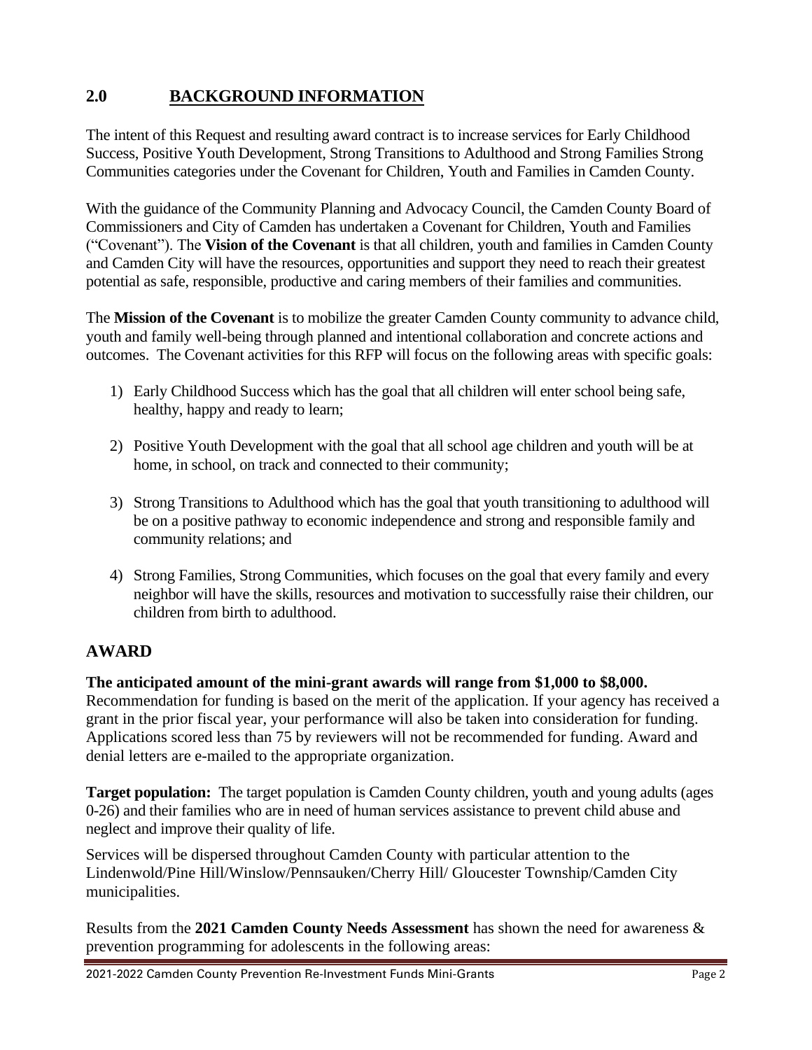## 2.0 BACKGROUND INFORMATION

The intent of this Request and resulting award contract is to increase services for Early Childhood Success, Positive Youth Development, Strong Transitions to Adulthood and Strong Families Strong Communities categories under the Covenant for Children, Youth and Families in Camden County.

With the guidance of the Community Planning and Advocacy Council, the Camden County Board of Commissioners and City of Camden has undertaken a Covenant for Children, Youth and Families ("Covenant"). The **Vision of the Covenant** is that all children, youth and families in Camden County and Camden City will have the resources, opportunities and support they need to reach their greatest potential as safe, responsible, productive and caring members of their families and communities.

The **Mission of the Covenant** is to mobilize the greater Camden County community to advance child, youth and family well-being through planned and intentional collaboration and concrete actions and outcomes. The Covenant activities for this RFP will focus on the following areas with specific goals:

1) Early Childhood Success which has the goal that all children will enter school being safe, healthy, happy and ready to learn;

2) Positive Youth Development with the goal that all school age children and youth will be at home, in school, on track and connected to their community;

3) Strong Transitions to Adulthood which has the goal that youth transitioning to adulthood will be on a positive pathway to economic independence and strong and responsible family and community relations; and

4) Strong Families, Strong Communities, which focuses on the goal that every family and every neighbor will have the skills, resources and motivation to successfully raise their children, our children from birth to adulthood.

## AWARD

**The anticipated amount of the mini-grant awards will range from $1,000 to $8,000.** Recommendation for funding is based on the merit of the application. If your agency has received a grant in the prior fiscal year, your performance will also be taken into consideration for funding. Applications scored less than 75 by reviewers will not be recommended for funding. Award and denial letters are e-mailed to the appropriate organization.

**Target population:** The target population is Camden County children, youth and young adults (ages 0-26) and their families who are in need of human services assistance to prevent child abuse and neglect and improve their quality of life.

Services will be dispersed throughout Camden County with particular attention to the Lindenwold/Pine Hill/Winslow/Pennsauken/Cherry Hill/ Gloucester Township/Camden City municipalities.

Results from the **2021 Camden County Needs Assessment** has shown the need for awareness & prevention programming for adolescents in the following areas: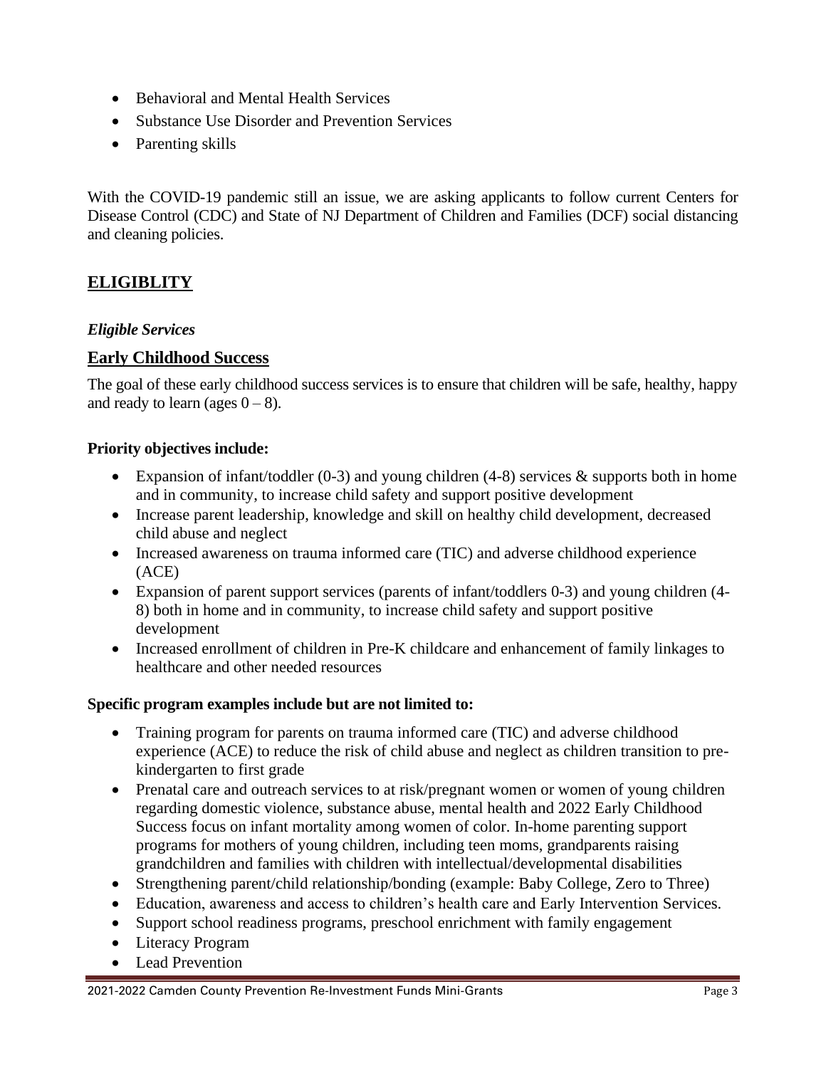- Behavioral and Mental Health Services
- Substance Use Disorder and Prevention Services
- Parenting skills

With the COVID-19 pandemic still an issue, we are asking applicants to follow current Centers for Disease Control (CDC) and State of NJ Department of Children and Families (DCF) social distancing and cleaning policies.

## ELIGIBLITY

*Eligible Services*

### Early Childhood Success

The goal of these early childhood success services is to ensure that children will be safe, healthy, happy and ready to learn (ages 0 – 8).

**Priority objectives include:**

- Expansion of infant/toddler (0-3) and young children (4-8) services & supports both in home and in community, to increase child safety and support positive development
- Increase parent leadership, knowledge and skill on healthy child development, decreased child abuse and neglect
- Increased awareness on trauma informed care (TIC) and adverse childhood experience (ACE)
- Expansion of parent support services (parents of infant/toddlers 0-3) and young children (4-8) both in home and in community, to increase child safety and support positive development
- Increased enrollment of children in Pre-K childcare and enhancement of family linkages to healthcare and other needed resources

**Specific program examples include but are not limited to:**

- Training program for parents on trauma informed care (TIC) and adverse childhood experience (ACE) to reduce the risk of child abuse and neglect as children transition to pre-kindergarten to first grade
- Prenatal care and outreach services to at risk/pregnant women or women of young children regarding domestic violence, substance abuse, mental health and 2022 Early Childhood Success focus on infant mortality among women of color. In-home parenting support programs for mothers of young children, including teen moms, grandparents raising grandchildren and families with children with intellectual/developmental disabilities
- Strengthening parent/child relationship/bonding (example: Baby College, Zero to Three)
- Education, awareness and access to children's health care and Early Intervention Services.
- Support school readiness programs, preschool enrichment with family engagement
- Literacy Program
- Lead Prevention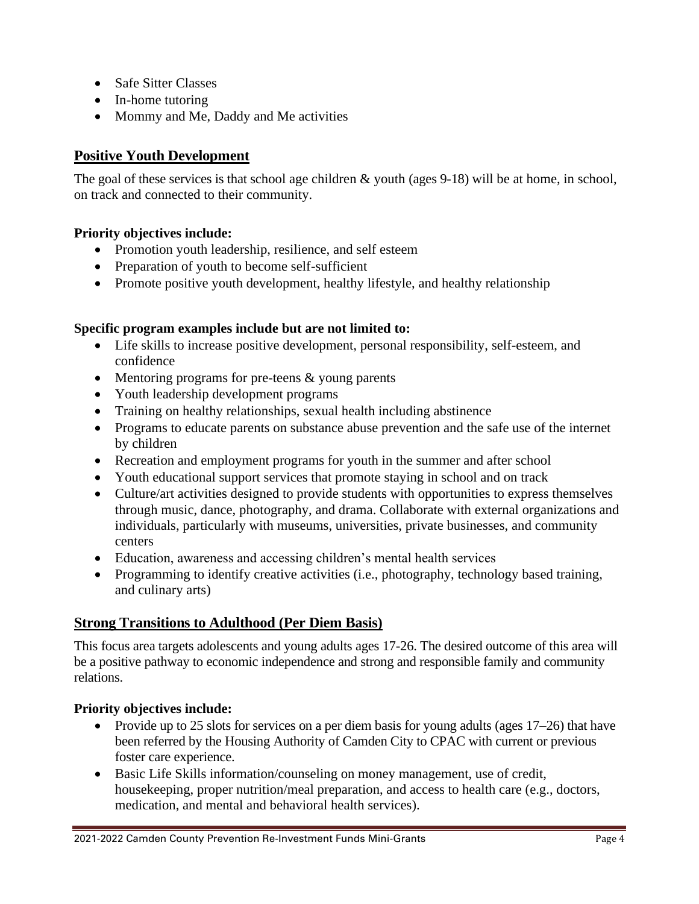- Safe Sitter Classes
- In-home tutoring
- Mommy and Me, Daddy and Me activities

## Positive Youth Development

The goal of these services is that school age children & youth (ages 9-18) will be at home, in school, on track and connected to their community.

**Priority objectives include:**

- Promotion youth leadership, resilience, and self esteem
- Preparation of youth to become self-sufficient
- Promote positive youth development, healthy lifestyle, and healthy relationship

**Specific program examples include but are not limited to:**

- Life skills to increase positive development, personal responsibility, self-esteem, and confidence
- Mentoring programs for pre-teens & young parents
- Youth leadership development programs
- Training on healthy relationships, sexual health including abstinence
- Programs to educate parents on substance abuse prevention and the safe use of the internet by children
- Recreation and employment programs for youth in the summer and after school
- Youth educational support services that promote staying in school and on track
- Culture/art activities designed to provide students with opportunities to express themselves through music, dance, photography, and drama. Collaborate with external organizations and individuals, particularly with museums, universities, private businesses, and community centers
- Education, awareness and accessing children's mental health services
- Programming to identify creative activities (i.e., photography, technology based training, and culinary arts)

## Strong Transitions to Adulthood (Per Diem Basis)

This focus area targets adolescents and young adults ages 17-26. The desired outcome of this area will be a positive pathway to economic independence and strong and responsible family and community relations.

**Priority objectives include:**

- Provide up to 25 slots for services on a per diem basis for young adults (ages 17–26) that have been referred by the Housing Authority of Camden City to CPAC with current or previous foster care experience.
- Basic Life Skills information/counseling on money management, use of credit, housekeeping, proper nutrition/meal preparation, and access to health care (e.g., doctors, medication, and mental and behavioral health services).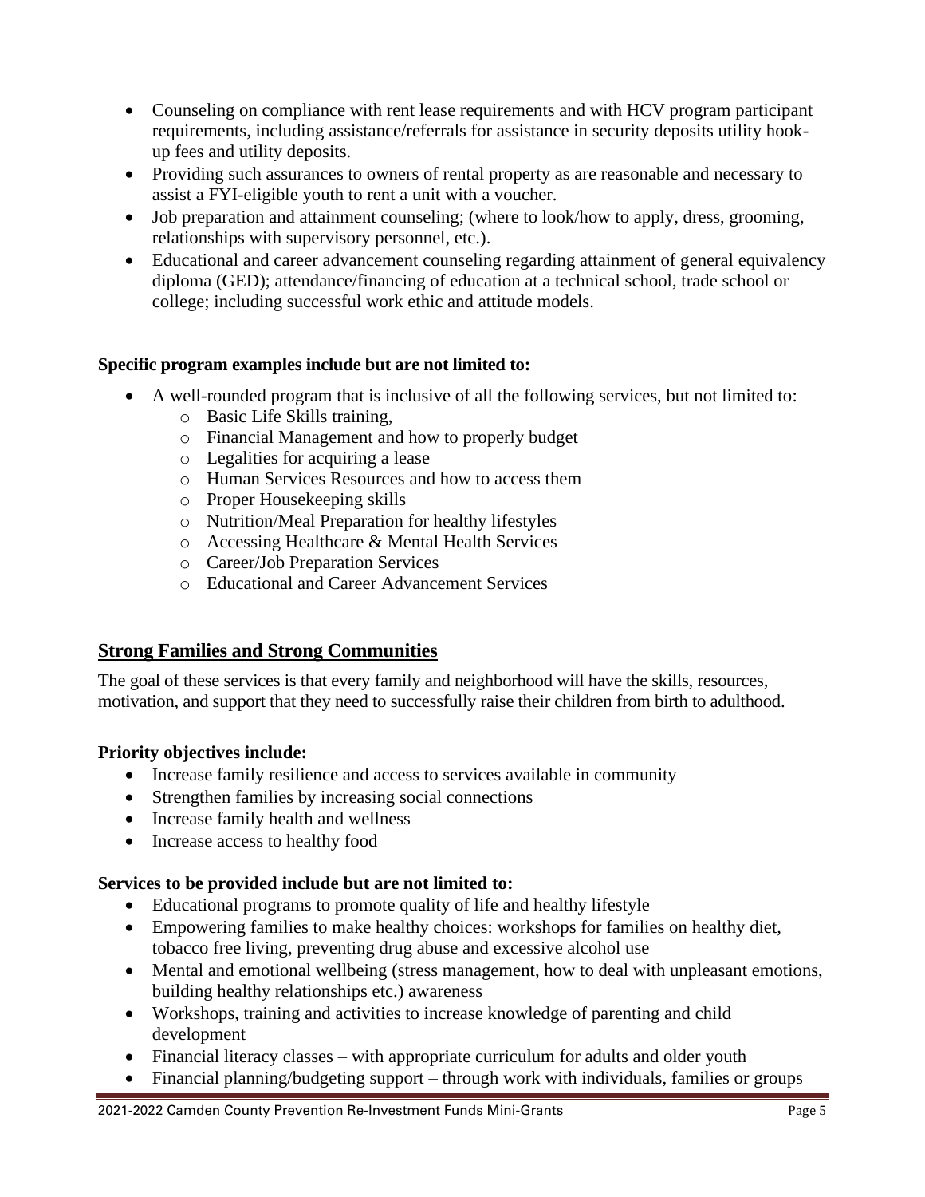- Counseling on compliance with rent lease requirements and with HCV program participant requirements, including assistance/referrals for assistance in security deposits utility hook-up fees and utility deposits.
- Providing such assurances to owners of rental property as are reasonable and necessary to assist a FYI-eligible youth to rent a unit with a voucher.
- Job preparation and attainment counseling; (where to look/how to apply, dress, grooming, relationships with supervisory personnel, etc.).
- Educational and career advancement counseling regarding attainment of general equivalency diploma (GED); attendance/financing of education at a technical school, trade school or college; including successful work ethic and attitude models.

**Specific program examples include but are not limited to:**

- A well-rounded program that is inclusive of all the following services, but not limited to:
    - Basic Life Skills training,
    - Financial Management and how to properly budget
    - Legalities for acquiring a lease
    - Human Services Resources and how to access them
    - Proper Housekeeping skills
    - Nutrition/Meal Preparation for healthy lifestyles
    - Accessing Healthcare & Mental Health Services
    - Career/Job Preparation Services
    - Educational and Career Advancement Services

## Strong Families and Strong Communities

The goal of these services is that every family and neighborhood will have the skills, resources, motivation, and support that they need to successfully raise their children from birth to adulthood.

**Priority objectives include:**

- Increase family resilience and access to services available in community
- Strengthen families by increasing social connections
- Increase family health and wellness
- Increase access to healthy food

**Services to be provided include but are not limited to:**

- Educational programs to promote quality of life and healthy lifestyle
- Empowering families to make healthy choices: workshops for families on healthy diet, tobacco free living, preventing drug abuse and excessive alcohol use
- Mental and emotional wellbeing (stress management, how to deal with unpleasant emotions, building healthy relationships etc.) awareness
- Workshops, training and activities to increase knowledge of parenting and child development
- Financial literacy classes – with appropriate curriculum for adults and older youth
- Financial planning/budgeting support – through work with individuals, families or groups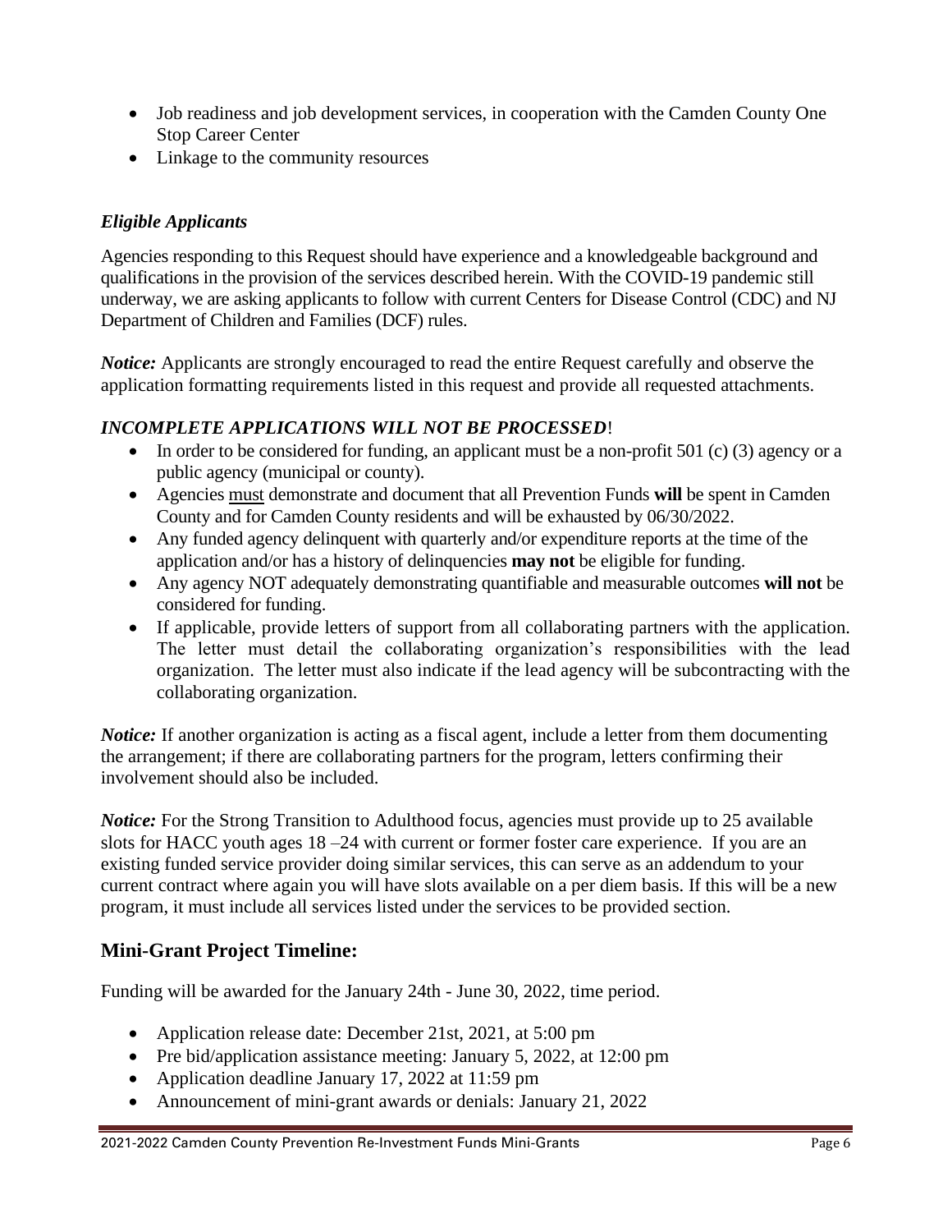- Job readiness and job development services, in cooperation with the Camden County One Stop Career Center
- Linkage to the community resources

### *Eligible Applicants*

Agencies responding to this Request should have experience and a knowledgeable background and qualifications in the provision of the services described herein. With the COVID-19 pandemic still underway, we are asking applicants to follow with current Centers for Disease Control (CDC) and NJ Department of Children and Families (DCF) rules.

***Notice:*** Applicants are strongly encouraged to read the entire Request carefully and observe the application formatting requirements listed in this request and provide all requested attachments.

### *INCOMPLETE APPLICATIONS WILL NOT BE PROCESSED*!

- In order to be considered for funding, an applicant must be a non-profit 501 (c) (3) agency or a public agency (municipal or county).
- Agencies <u>must</u> demonstrate and document that all Prevention Funds **will** be spent in Camden County and for Camden County residents and will be exhausted by 06/30/2022.
- Any funded agency delinquent with quarterly and/or expenditure reports at the time of the application and/or has a history of delinquencies **may not** be eligible for funding.
- Any agency NOT adequately demonstrating quantifiable and measurable outcomes **will not** be considered for funding.
- If applicable, provide letters of support from all collaborating partners with the application. The letter must detail the collaborating organization's responsibilities with the lead organization. The letter must also indicate if the lead agency will be subcontracting with the collaborating organization.

***Notice:*** If another organization is acting as a fiscal agent, include a letter from them documenting the arrangement; if there are collaborating partners for the program, letters confirming their involvement should also be included.

***Notice:*** For the Strong Transition to Adulthood focus, agencies must provide up to 25 available slots for HACC youth ages 18 –24 with current or former foster care experience. If you are an existing funded service provider doing similar services, this can serve as an addendum to your current contract where again you will have slots available on a per diem basis. If this will be a new program, it must include all services listed under the services to be provided section.

## Mini-Grant Project Timeline:

Funding will be awarded for the January 24th - June 30, 2022, time period.

- Application release date: December 21st, 2021, at 5:00 pm
- Pre bid/application assistance meeting: January 5, 2022, at 12:00 pm
- Application deadline January 17, 2022 at 11:59 pm
- Announcement of mini-grant awards or denials: January 21, 2022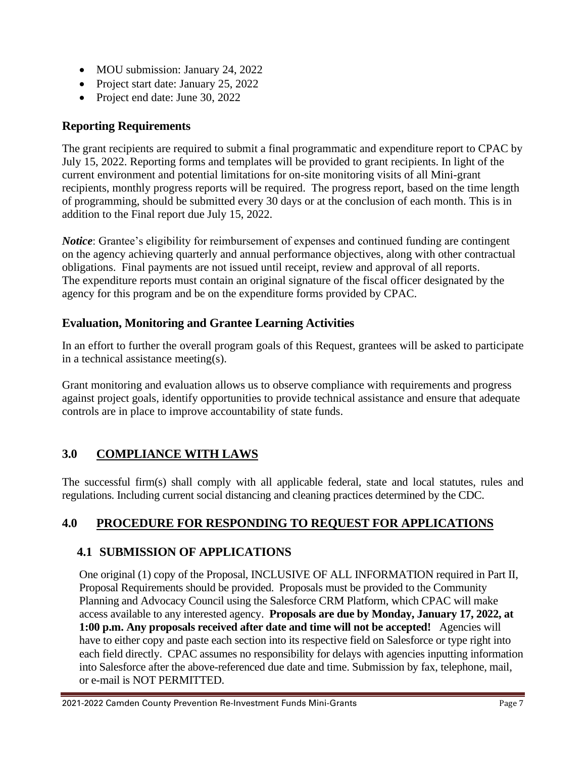- MOU submission: January 24, 2022
- Project start date: January 25, 2022
- Project end date: June 30, 2022

### Reporting Requirements

The grant recipients are required to submit a final programmatic and expenditure report to CPAC by July 15, 2022. Reporting forms and templates will be provided to grant recipients. In light of the current environment and potential limitations for on-site monitoring visits of all Mini-grant recipients, monthly progress reports will be required. The progress report, based on the time length of programming, should be submitted every 30 days or at the conclusion of each month. This is in addition to the Final report due July 15, 2022.

***Notice***: Grantee's eligibility for reimbursement of expenses and continued funding are contingent on the agency achieving quarterly and annual performance objectives, along with other contractual obligations. Final payments are not issued until receipt, review and approval of all reports. The expenditure reports must contain an original signature of the fiscal officer designated by the agency for this program and be on the expenditure forms provided by CPAC.

### Evaluation, Monitoring and Grantee Learning Activities

In an effort to further the overall program goals of this Request, grantees will be asked to participate in a technical assistance meeting(s).

Grant monitoring and evaluation allows us to observe compliance with requirements and progress against project goals, identify opportunities to provide technical assistance and ensure that adequate controls are in place to improve accountability of state funds.

## 3.0 COMPLIANCE WITH LAWS

The successful firm(s) shall comply with all applicable federal, state and local statutes, rules and regulations. Including current social distancing and cleaning practices determined by the CDC.

## 4.0 PROCEDURE FOR RESPONDING TO REQUEST FOR APPLICATIONS

### 4.1 SUBMISSION OF APPLICATIONS

One original (1) copy of the Proposal, INCLUSIVE OF ALL INFORMATION required in Part II, Proposal Requirements should be provided. Proposals must be provided to the Community Planning and Advocacy Council using the Salesforce CRM Platform, which CPAC will make access available to any interested agency. **Proposals are due by Monday, January 17, 2022, at 1:00 p.m. Any proposals received after date and time will not be accepted!** Agencies will have to either copy and paste each section into its respective field on Salesforce or type right into each field directly. CPAC assumes no responsibility for delays with agencies inputting information into Salesforce after the above-referenced due date and time. Submission by fax, telephone, mail, or e-mail is NOT PERMITTED.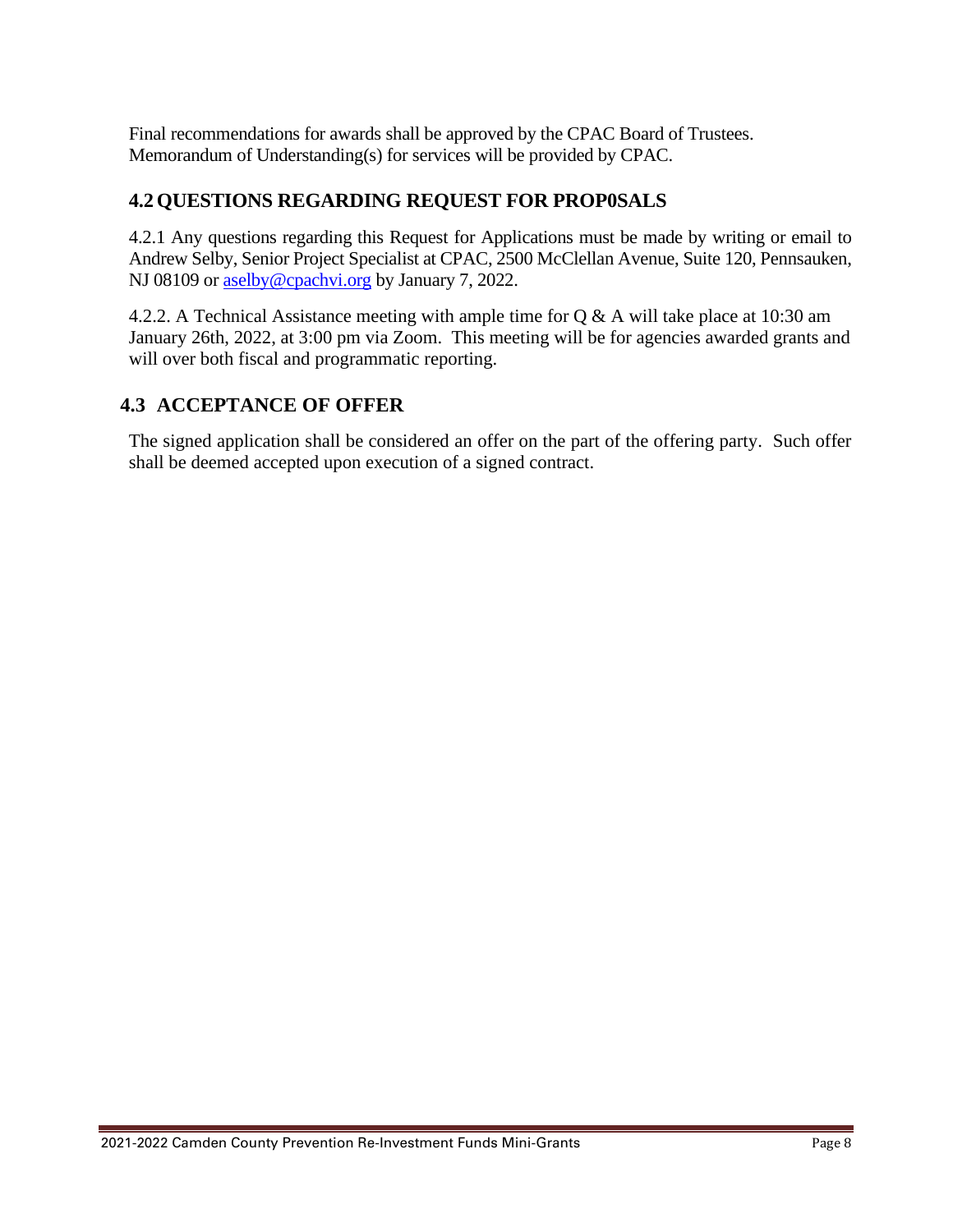Final recommendations for awards shall be approved by the CPAC Board of Trustees. Memorandum of Understanding(s) for services will be provided by CPAC.

## 4.2 QUESTIONS REGARDING REQUEST FOR PROP0SALS

4.2.1 Any questions regarding this Request for Applications must be made by writing or email to Andrew Selby, Senior Project Specialist at CPAC, 2500 McClellan Avenue, Suite 120, Pennsauken, NJ 08109 or aselby@cpachvi.org by January 7, 2022.

4.2.2. A Technical Assistance meeting with ample time for Q & A will take place at 10:30 am January 26th, 2022, at 3:00 pm via Zoom. This meeting will be for agencies awarded grants and will over both fiscal and programmatic reporting.

## 4.3 ACCEPTANCE OF OFFER

The signed application shall be considered an offer on the part of the offering party. Such offer shall be deemed accepted upon execution of a signed contract.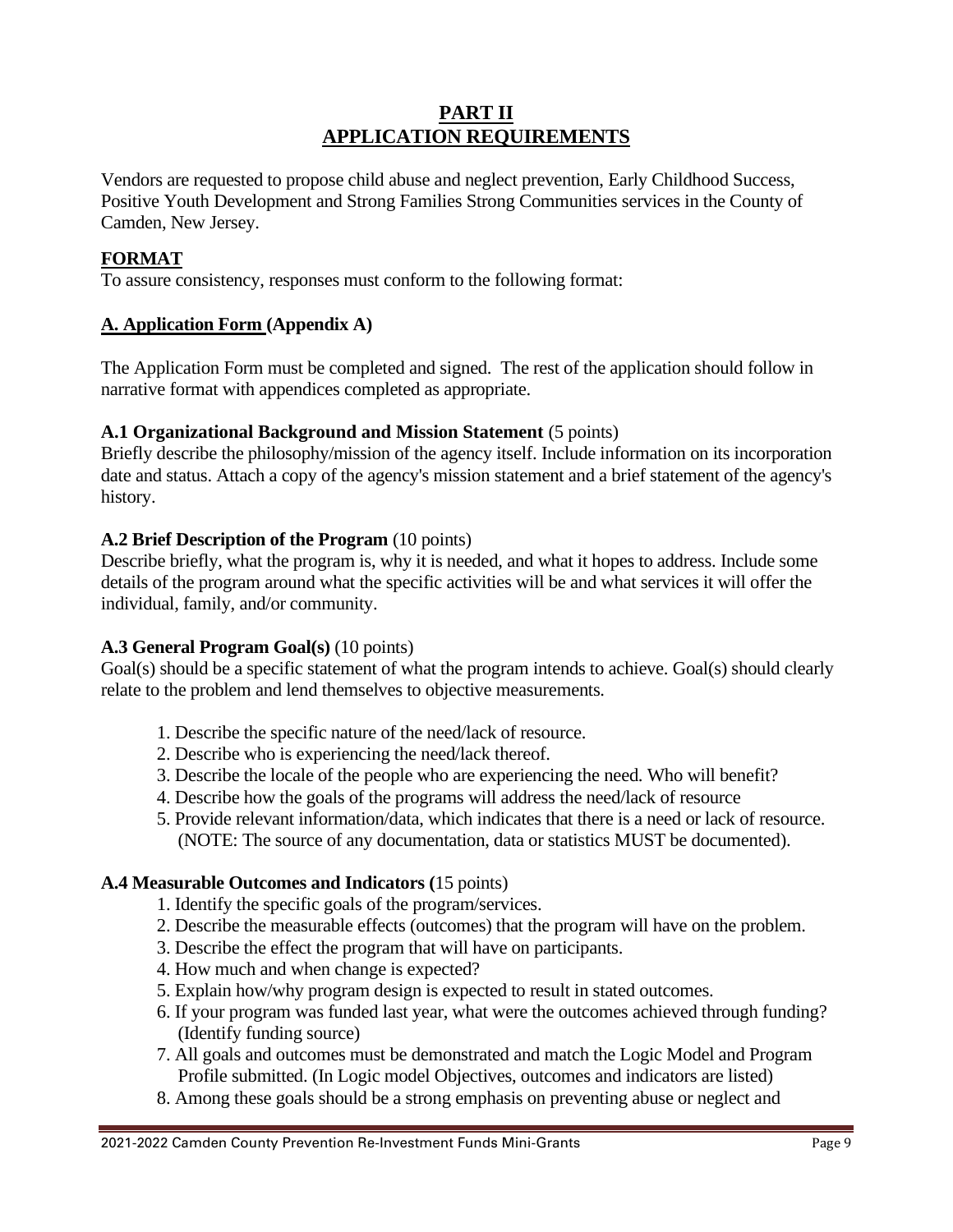# PART II
# APPLICATION REQUIREMENTS

Vendors are requested to propose child abuse and neglect prevention, Early Childhood Success, Positive Youth Development and Strong Families Strong Communities services in the County of Camden, New Jersey.

## FORMAT

To assure consistency, responses must conform to the following format:

### A. Application Form (Appendix A)

The Application Form must be completed and signed. The rest of the application should follow in narrative format with appendices completed as appropriate.

**A.1 Organizational Background and Mission Statement** (5 points)
Briefly describe the philosophy/mission of the agency itself. Include information on its incorporation date and status. Attach a copy of the agency's mission statement and a brief statement of the agency's history.

**A.2 Brief Description of the Program** (10 points)
Describe briefly, what the program is, why it is needed, and what it hopes to address. Include some details of the program around what the specific activities will be and what services it will offer the individual, family, and/or community.

**A.3 General Program Goal(s)** (10 points)
Goal(s) should be a specific statement of what the program intends to achieve. Goal(s) should clearly relate to the problem and lend themselves to objective measurements.

1. Describe the specific nature of the need/lack of resource.
2. Describe who is experiencing the need/lack thereof.
3. Describe the locale of the people who are experiencing the need. Who will benefit?
4. Describe how the goals of the programs will address the need/lack of resource
5. Provide relevant information/data, which indicates that there is a need or lack of resource. (NOTE: The source of any documentation, data or statistics MUST be documented).

**A.4 Measurable Outcomes and Indicators (**15 points)

1. Identify the specific goals of the program/services.
2. Describe the measurable effects (outcomes) that the program will have on the problem.
3. Describe the effect the program that will have on participants.
4. How much and when change is expected?
5. Explain how/why program design is expected to result in stated outcomes.
6. If your program was funded last year, what were the outcomes achieved through funding? (Identify funding source)
7. All goals and outcomes must be demonstrated and match the Logic Model and Program Profile submitted. (In Logic model Objectives, outcomes and indicators are listed)
8. Among these goals should be a strong emphasis on preventing abuse or neglect and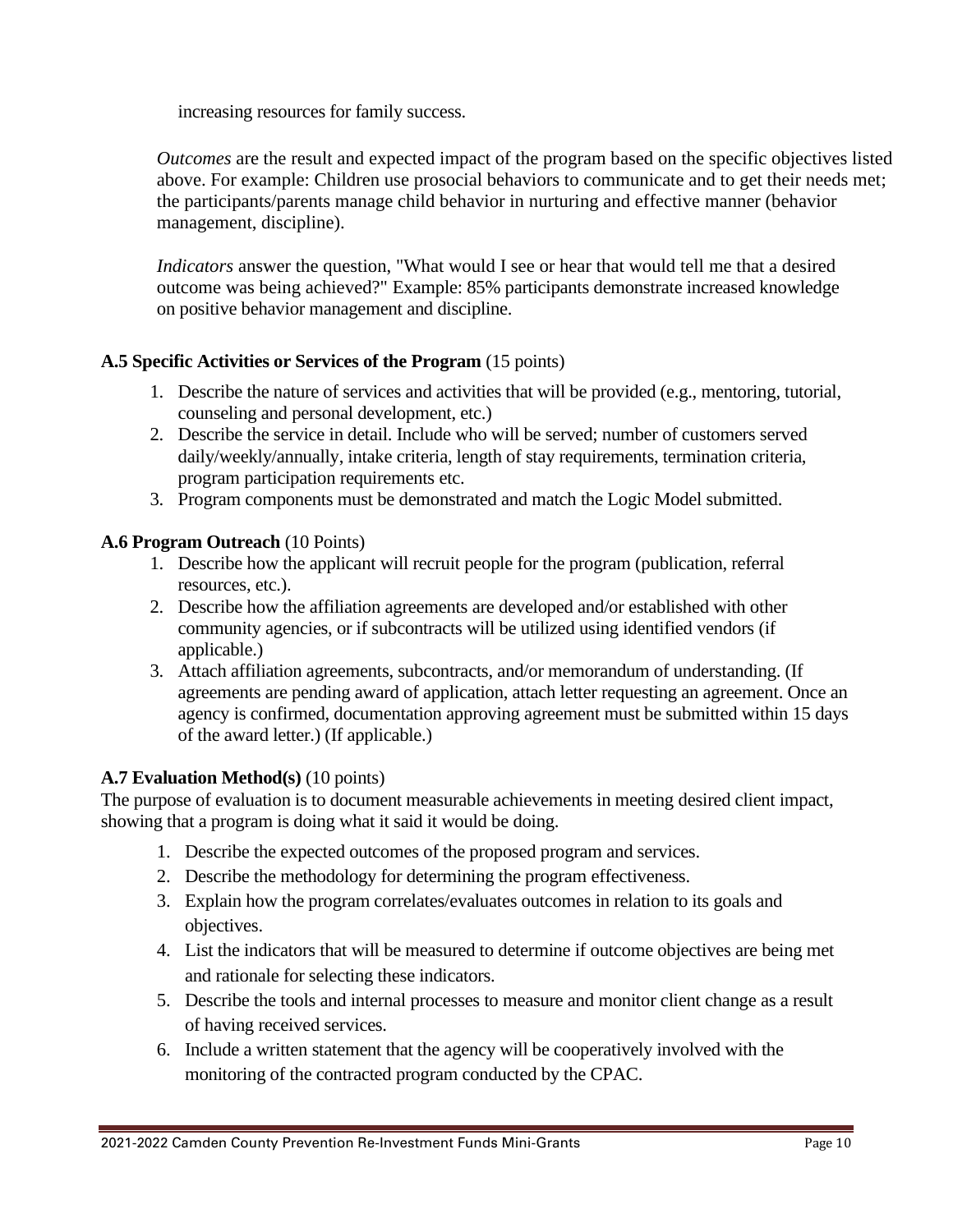increasing resources for family success.

*Outcomes* are the result and expected impact of the program based on the specific objectives listed above. For example: Children use prosocial behaviors to communicate and to get their needs met; the participants/parents manage child behavior in nurturing and effective manner (behavior management, discipline).

*Indicators* answer the question, "What would I see or hear that would tell me that a desired outcome was being achieved?" Example: 85% participants demonstrate increased knowledge on positive behavior management and discipline.

**A.5 Specific Activities or Services of the Program** (15 points)

1. Describe the nature of services and activities that will be provided (e.g., mentoring, tutorial, counseling and personal development, etc.)
2. Describe the service in detail. Include who will be served; number of customers served daily/weekly/annually, intake criteria, length of stay requirements, termination criteria, program participation requirements etc.
3. Program components must be demonstrated and match the Logic Model submitted.

**A.6 Program Outreach** (10 Points)

1. Describe how the applicant will recruit people for the program (publication, referral resources, etc.).
2. Describe how the affiliation agreements are developed and/or established with other community agencies, or if subcontracts will be utilized using identified vendors (if applicable.)
3. Attach affiliation agreements, subcontracts, and/or memorandum of understanding. (If agreements are pending award of application, attach letter requesting an agreement. Once an agency is confirmed, documentation approving agreement must be submitted within 15 days of the award letter.) (If applicable.)

**A.7 Evaluation Method(s)** (10 points)

The purpose of evaluation is to document measurable achievements in meeting desired client impact, showing that a program is doing what it said it would be doing.

1. Describe the expected outcomes of the proposed program and services.
2. Describe the methodology for determining the program effectiveness.
3. Explain how the program correlates/evaluates outcomes in relation to its goals and objectives.
4. List the indicators that will be measured to determine if outcome objectives are being met and rationale for selecting these indicators.
5. Describe the tools and internal processes to measure and monitor client change as a result of having received services.
6. Include a written statement that the agency will be cooperatively involved with the monitoring of the contracted program conducted by the CPAC.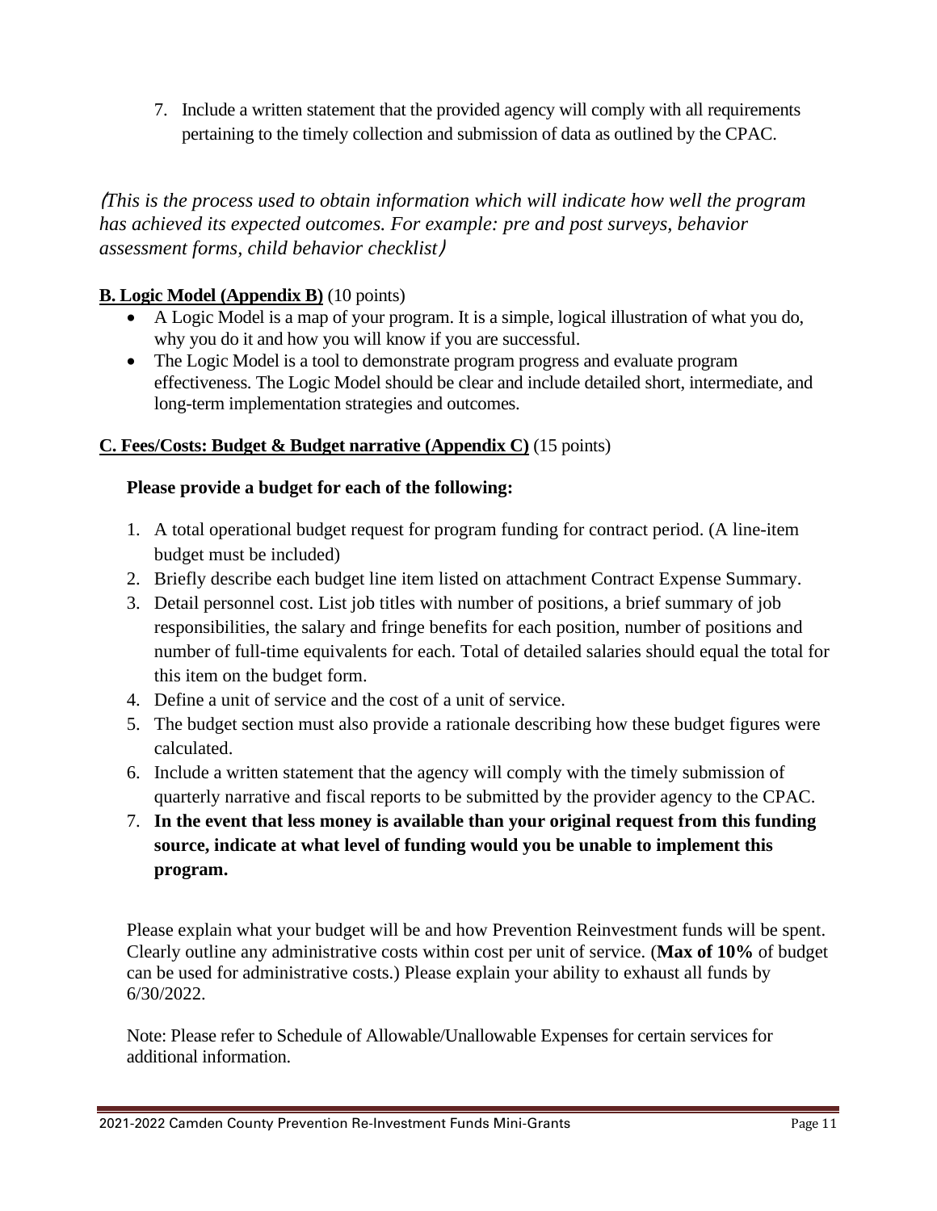7. Include a written statement that the provided agency will comply with all requirements pertaining to the timely collection and submission of data as outlined by the CPAC.

*(This is the process used to obtain information which will indicate how well the program has achieved its expected outcomes. For example: pre and post surveys, behavior assessment forms, child behavior checklist)*

**B. Logic Model (Appendix B)** (10 points)

- A Logic Model is a map of your program. It is a simple, logical illustration of what you do, why you do it and how you will know if you are successful.
- The Logic Model is a tool to demonstrate program progress and evaluate program effectiveness. The Logic Model should be clear and include detailed short, intermediate, and long-term implementation strategies and outcomes.

**C. Fees/Costs: Budget & Budget narrative (Appendix C)** (15 points)

**Please provide a budget for each of the following:**

1. A total operational budget request for program funding for contract period. (A line-item budget must be included)
2. Briefly describe each budget line item listed on attachment Contract Expense Summary.
3. Detail personnel cost. List job titles with number of positions, a brief summary of job responsibilities, the salary and fringe benefits for each position, number of positions and number of full-time equivalents for each. Total of detailed salaries should equal the total for this item on the budget form.
4. Define a unit of service and the cost of a unit of service.
5. The budget section must also provide a rationale describing how these budget figures were calculated.
6. Include a written statement that the agency will comply with the timely submission of quarterly narrative and fiscal reports to be submitted by the provider agency to the CPAC.
7. **In the event that less money is available than your original request from this funding source, indicate at what level of funding would you be unable to implement this program.**

Please explain what your budget will be and how Prevention Reinvestment funds will be spent. Clearly outline any administrative costs within cost per unit of service. (**Max of 10%** of budget can be used for administrative costs.) Please explain your ability to exhaust all funds by 6/30/2022.

Note: Please refer to Schedule of Allowable/Unallowable Expenses for certain services for additional information.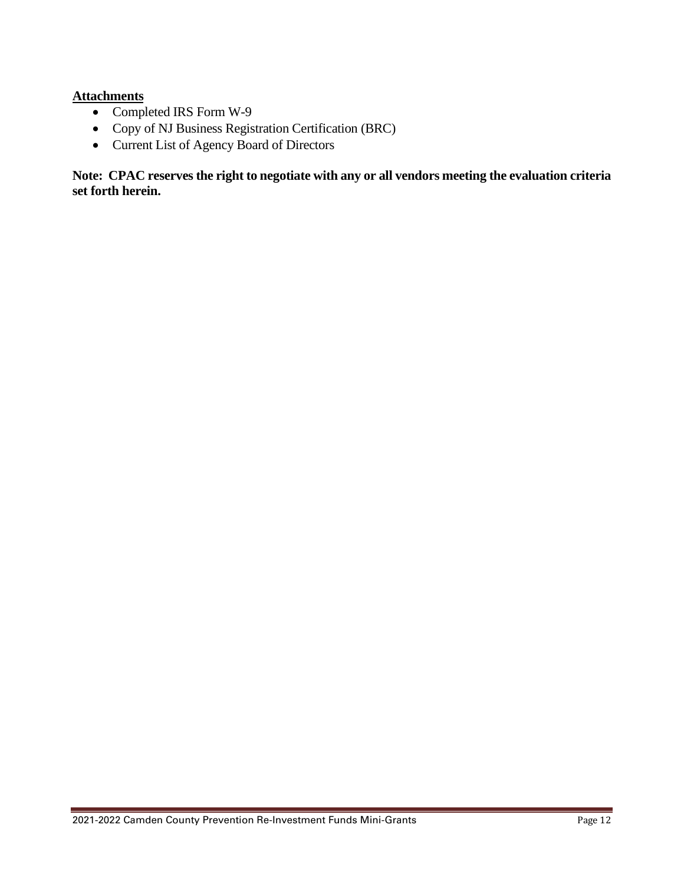**Attachments**

- Completed IRS Form W-9
- Copy of NJ Business Registration Certification (BRC)
- Current List of Agency Board of Directors

**Note: CPAC reserves the right to negotiate with any or all vendors meeting the evaluation criteria set forth herein.**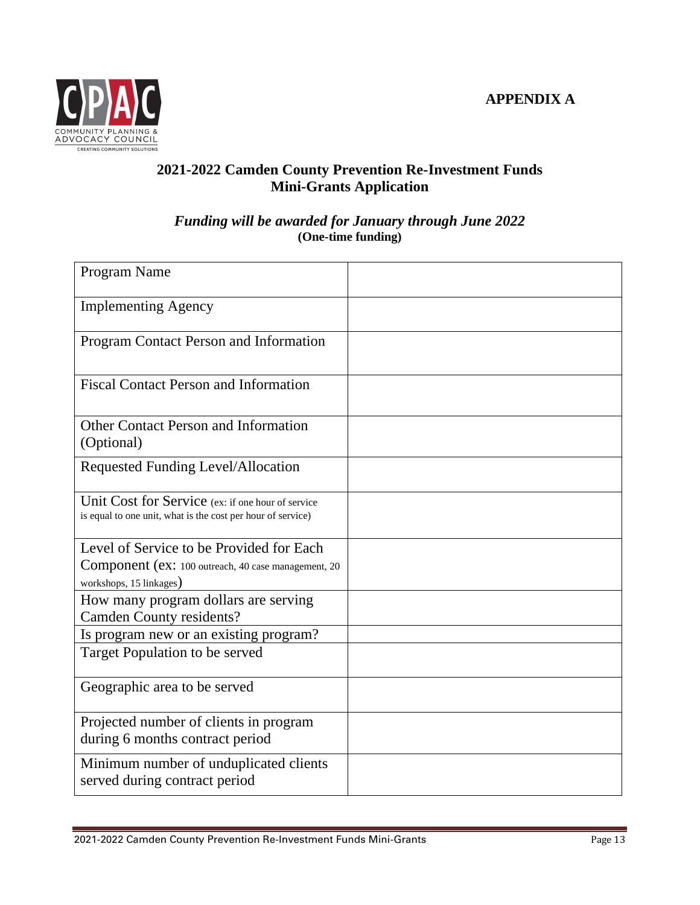**APPENDIX A**

## 2021-2022 Camden County Prevention Re-Investment Funds Mini-Grants Application

***Funding will be awarded for January through June 2022***
**(One-time funding)**

| Field | Response |
|---|---|
| Program Name | |
| Implementing Agency | |
| Program Contact Person and Information | |
| Fiscal Contact Person and Information | |
| Other Contact Person and Information (Optional) | |
| Requested Funding Level/Allocation | |
| Unit Cost for Service (ex: if one hour of service is equal to one unit, what is the cost per hour of service) | |
| Level of Service to be Provided for Each Component (ex: 100 outreach, 40 case management, 20 workshops, 15 linkages) | |
| How many program dollars are serving Camden County residents? | |
| Is program new or an existing program? | |
| Target Population to be served | |
| Geographic area to be served | |
| Projected number of clients in program during 6 months contract period | |
| Minimum number of unduplicated clients served during contract period | |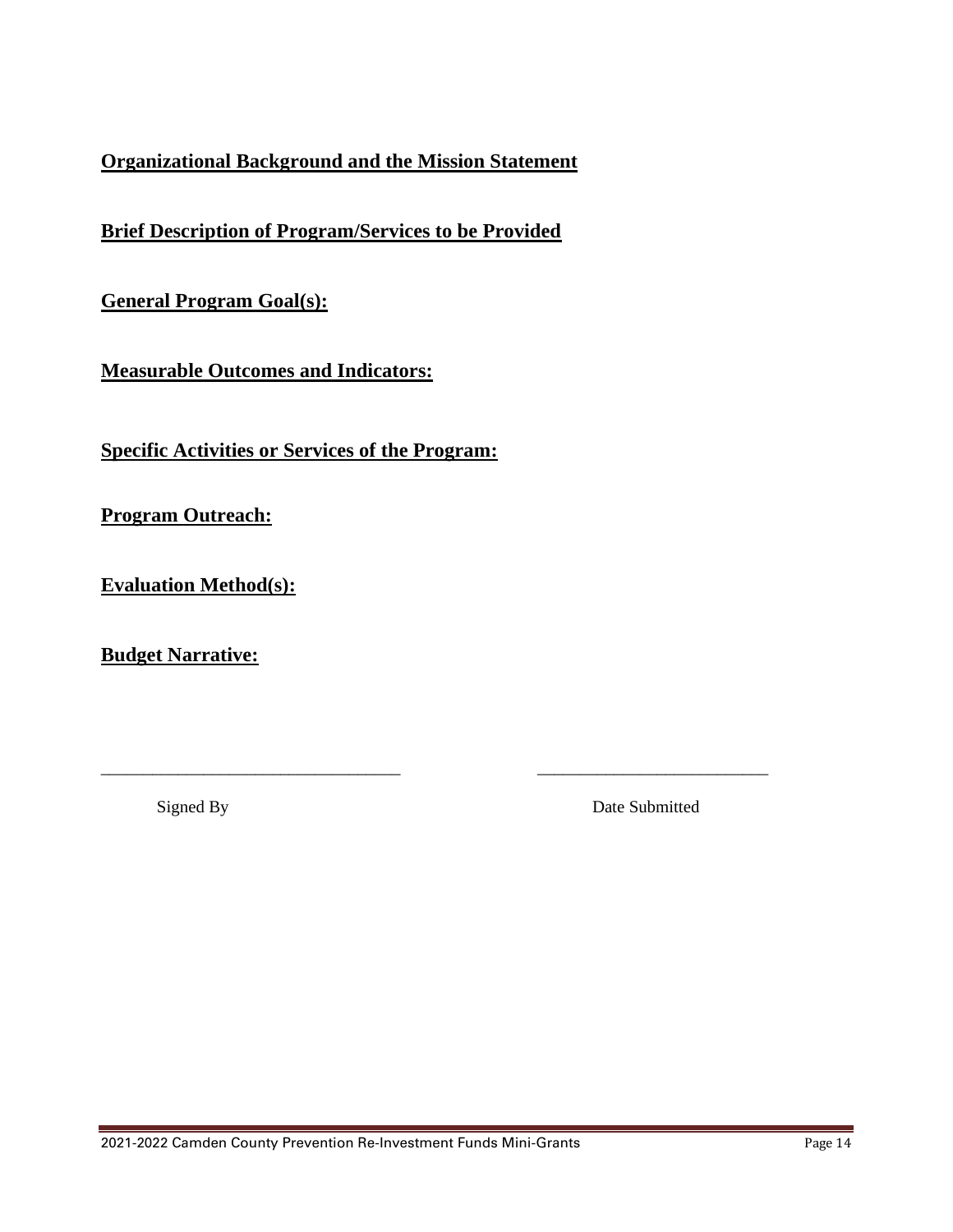**Organizational Background and the Mission Statement**

**Brief Description of Program/Services to be Provided**

**General Program Goal(s):**

**Measurable Outcomes and Indicators:**

**Specific Activities or Services of the Program:**

**Program Outreach:**

**Evaluation Method(s):**

**Budget Narrative:**

\_\_\_\_\_\_\_\_\_\_\_\_\_\_\_\_\_\_\_\_\_\_\_\_\_\_\_\_\_\_\_\_\_\_ \_\_\_\_\_\_\_\_\_\_\_\_\_\_\_\_\_\_\_\_\_\_\_\_\_\_\_

Signed By Date Submitted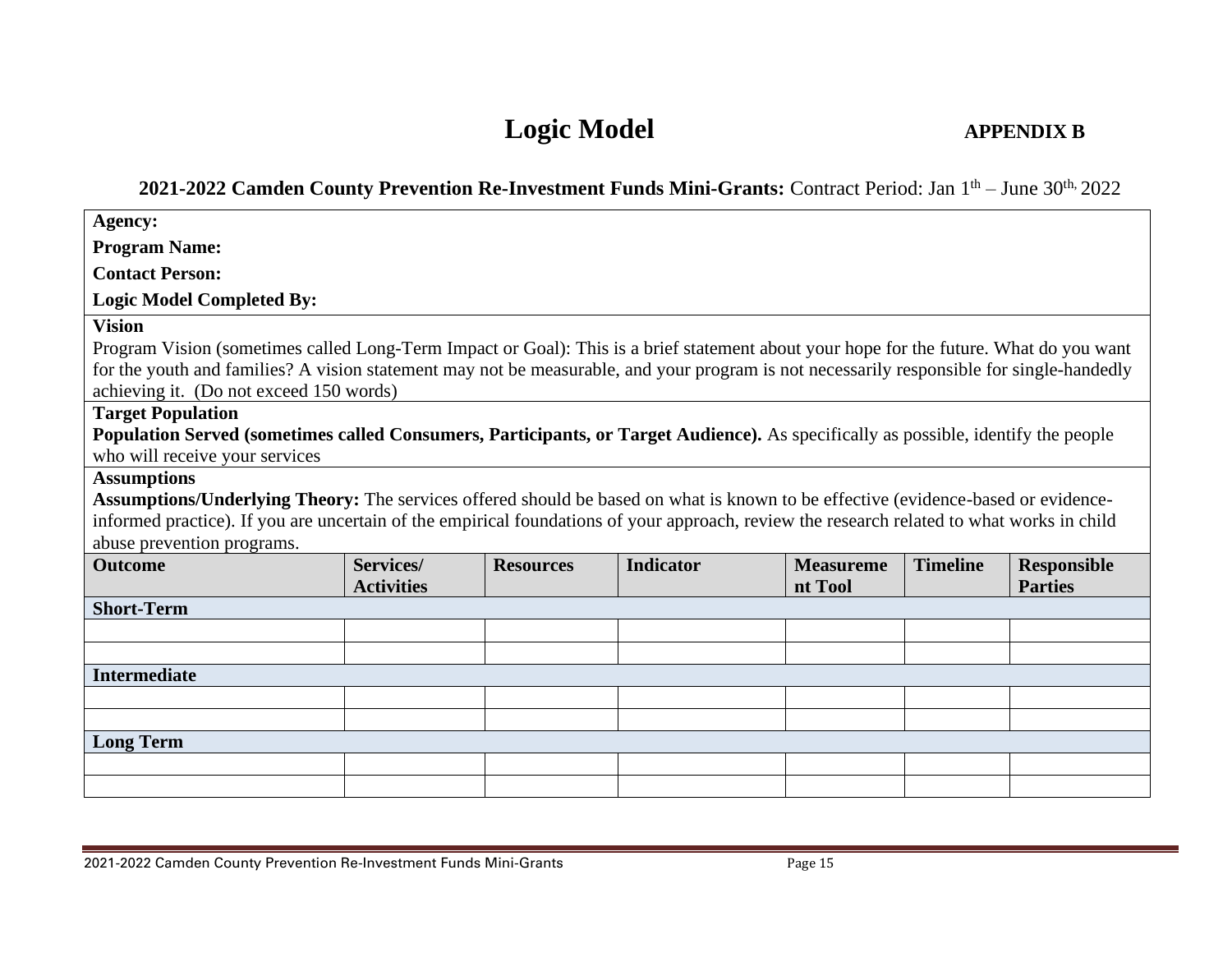# Logic Model

**APPENDIX B**

**2021-2022 Camden County Prevention Re-Investment Funds Mini-Grants:** Contract Period: Jan 1[th] – June 30[th], 2022

**Agency:**

**Program Name:**

**Contact Person:**

**Logic Model Completed By:**

**Vision**

Program Vision (sometimes called Long-Term Impact or Goal): This is a brief statement about your hope for the future. What do you want for the youth and families? A vision statement may not be measurable, and your program is not necessarily responsible for single-handedly achieving it. (Do not exceed 150 words)

**Target Population**

**Population Served (sometimes called Consumers, Participants, or Target Audience).** As specifically as possible, identify the people who will receive your services

**Assumptions**

**Assumptions/Underlying Theory:** The services offered should be based on what is known to be effective (evidence-based or evidence-informed practice). If you are uncertain of the empirical foundations of your approach, review the research related to what works in child abuse prevention programs.

| Outcome | Services/ Activities | Resources | Indicator | Measurement Tool | Timeline | Responsible Parties |
|---|---|---|---|---|---|---|
| **Short-Term** | | | | | | |
| | | | | | | |
| | | | | | | |
| **Intermediate** | | | | | | |
| | | | | | | |
| | | | | | | |
| **Long Term** | | | | | | |
| | | | | | | |
| | | | | | | |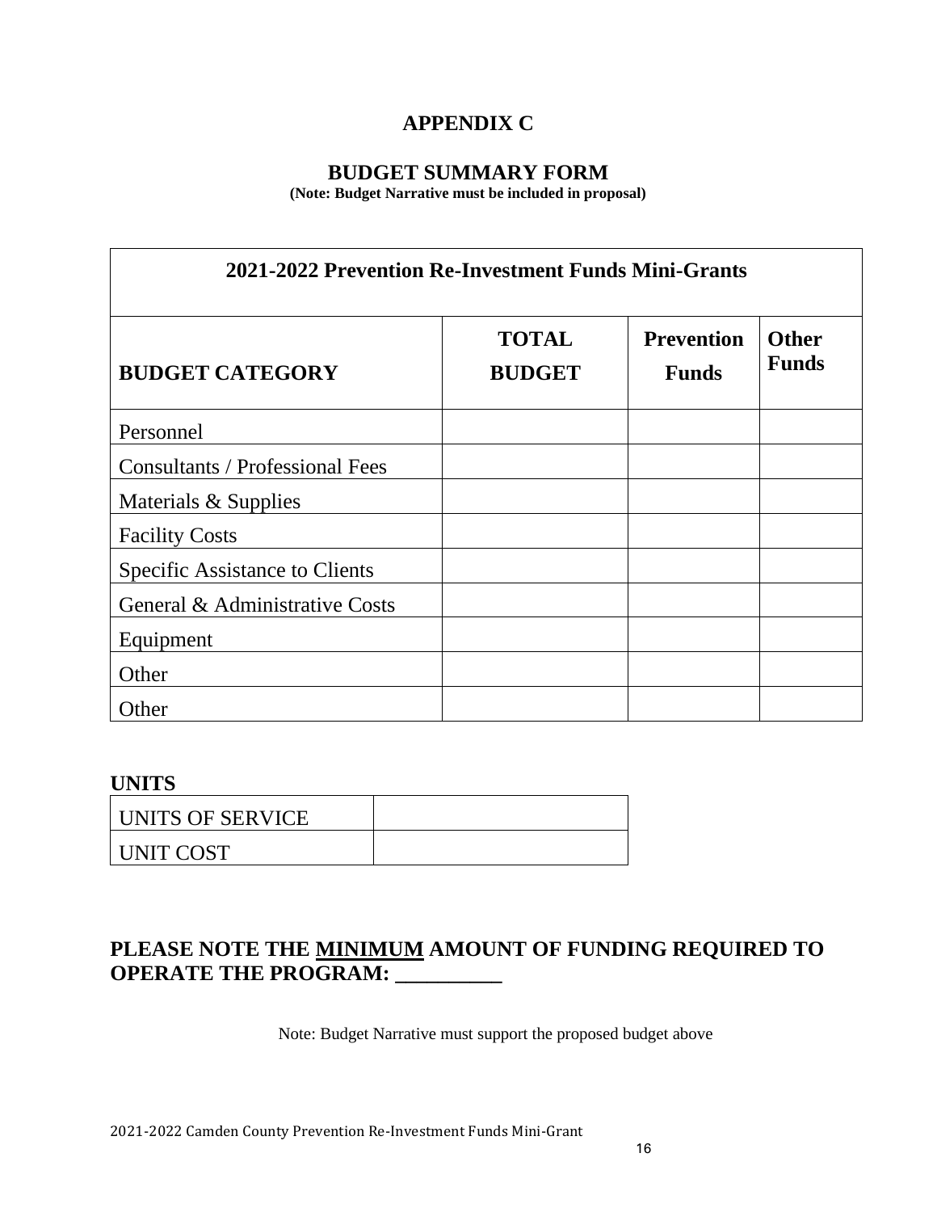# APPENDIX C

## BUDGET SUMMARY FORM

**(Note: Budget Narrative must be included in proposal)**

| 2021-2022 Prevention Re-Investment Funds Mini-Grants | | | |
|---|---|---|---|
| **BUDGET CATEGORY** | **TOTAL BUDGET** | **Prevention Funds** | **Other Funds** |
| Personnel | | | |
| Consultants / Professional Fees | | | |
| Materials & Supplies | | | |
| Facility Costs | | | |
| Specific Assistance to Clients | | | |
| General & Administrative Costs | | | |
| Equipment | | | |
| Other | | | |
| Other | | | |

**UNITS**

| UNITS OF SERVICE | |
|---|---|
| UNIT COST | |

**PLEASE NOTE THE MINIMUM AMOUNT OF FUNDING REQUIRED TO OPERATE THE PROGRAM: __________**

Note: Budget Narrative must support the proposed budget above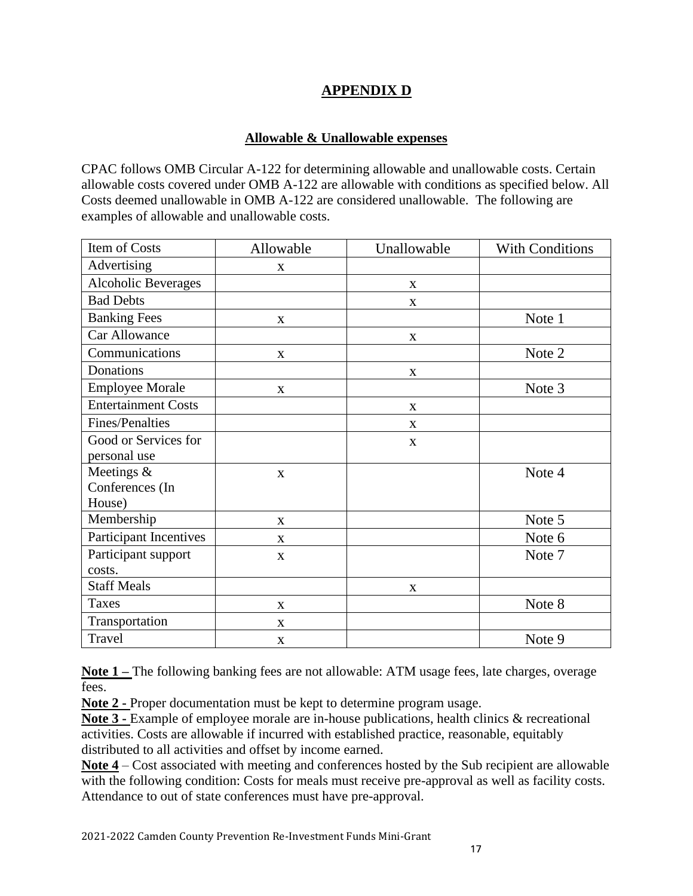# APPENDIX D

## Allowable & Unallowable expenses

CPAC follows OMB Circular A-122 for determining allowable and unallowable costs. Certain allowable costs covered under OMB A-122 are allowable with conditions as specified below. All Costs deemed unallowable in OMB A-122 are considered unallowable. The following are examples of allowable and unallowable costs.

| Item of Costs | Allowable | Unallowable | With Conditions |
|---|---|---|---|
| Advertising | x | | |
| Alcoholic Beverages | | x | |
| Bad Debts | | x | |
| Banking Fees | x | | Note 1 |
| Car Allowance | | x | |
| Communications | x | | Note 2 |
| Donations | | x | |
| Employee Morale | x | | Note 3 |
| Entertainment Costs | | x | |
| Fines/Penalties | | x | |
| Good or Services for personal use | | x | |
| Meetings & Conferences (In House) | x | | Note 4 |
| Membership | x | | Note 5 |
| Participant Incentives | x | | Note 6 |
| Participant support costs. | x | | Note 7 |
| Staff Meals | | x | |
| Taxes | x | | Note 8 |
| Transportation | x | | |
| Travel | x | | Note 9 |

**Note 1 –** The following banking fees are not allowable: ATM usage fees, late charges, overage fees.

**Note 2 -** Proper documentation must be kept to determine program usage.

**Note 3 -** Example of employee morale are in-house publications, health clinics & recreational activities. Costs are allowable if incurred with established practice, reasonable, equitably distributed to all activities and offset by income earned.

**Note 4** – Cost associated with meeting and conferences hosted by the Sub recipient are allowable with the following condition: Costs for meals must receive pre-approval as well as facility costs. Attendance to out of state conferences must have pre-approval.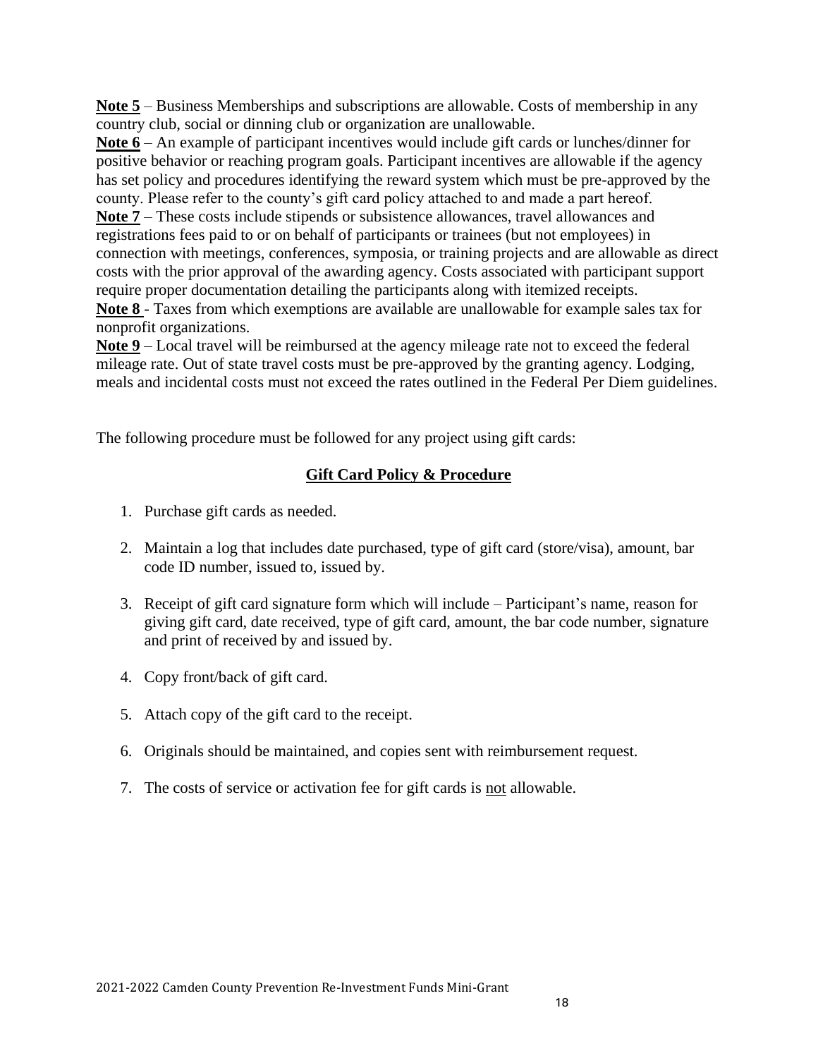**Note 5** – Business Memberships and subscriptions are allowable. Costs of membership in any country club, social or dinning club or organization are unallowable.

**Note 6** – An example of participant incentives would include gift cards or lunches/dinner for positive behavior or reaching program goals. Participant incentives are allowable if the agency has set policy and procedures identifying the reward system which must be pre-approved by the county. Please refer to the county's gift card policy attached to and made a part hereof.

**Note 7** – These costs include stipends or subsistence allowances, travel allowances and registrations fees paid to or on behalf of participants or trainees (but not employees) in connection with meetings, conferences, symposia, or training projects and are allowable as direct costs with the prior approval of the awarding agency. Costs associated with participant support require proper documentation detailing the participants along with itemized receipts.

**Note 8** - Taxes from which exemptions are available are unallowable for example sales tax for nonprofit organizations.

**Note 9** – Local travel will be reimbursed at the agency mileage rate not to exceed the federal mileage rate. Out of state travel costs must be pre-approved by the granting agency. Lodging, meals and incidental costs must not exceed the rates outlined in the Federal Per Diem guidelines.

The following procedure must be followed for any project using gift cards:

## Gift Card Policy & Procedure

1. Purchase gift cards as needed.
2. Maintain a log that includes date purchased, type of gift card (store/visa), amount, bar code ID number, issued to, issued by.
3. Receipt of gift card signature form which will include – Participant's name, reason for giving gift card, date received, type of gift card, amount, the bar code number, signature and print of received by and issued by.
4. Copy front/back of gift card.
5. Attach copy of the gift card to the receipt.
6. Originals should be maintained, and copies sent with reimbursement request.
7. The costs of service or activation fee for gift cards is not allowable.